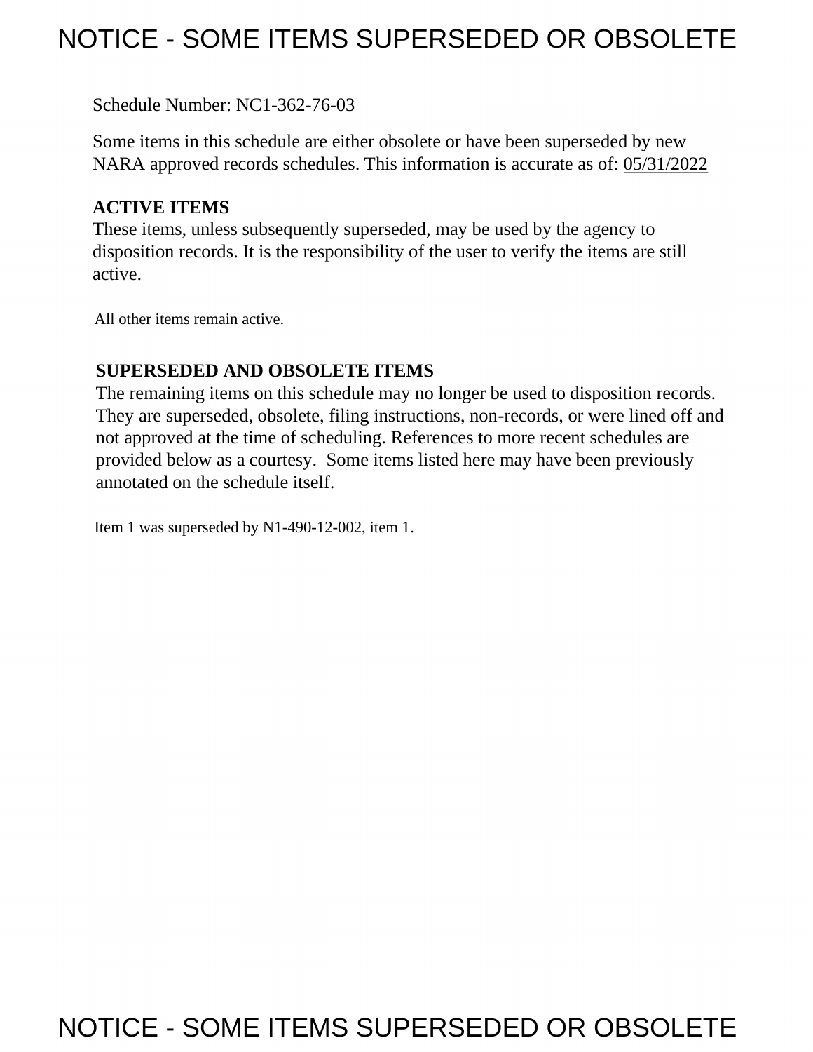# NOTICE - SOME ITEMS SUPERSEDED OR OBSOLETE

Schedule Number: NC1-362-76-03

Some items in this schedule are either obsolete or have been superseded by new NARA approved records schedules. This information is accurate as of: 05/31/2022

**ACTIVE ITEMS**
These items, unless subsequently superseded, may be used by the agency to disposition records. It is the responsibility of the user to verify the items are still active.

All other items remain active.

**SUPERSEDED AND OBSOLETE ITEMS**
The remaining items on this schedule may no longer be used to disposition records. They are superseded, obsolete, filing instructions, non-records, or were lined off and not approved at the time of scheduling. References to more recent schedules are provided below as a courtesy. Some items listed here may have been previously annotated on the schedule itself.

Item 1 was superseded by N1-490-12-002, item 1.

# NOTICE - SOME ITEMS SUPERSEDED OR OBSOLETE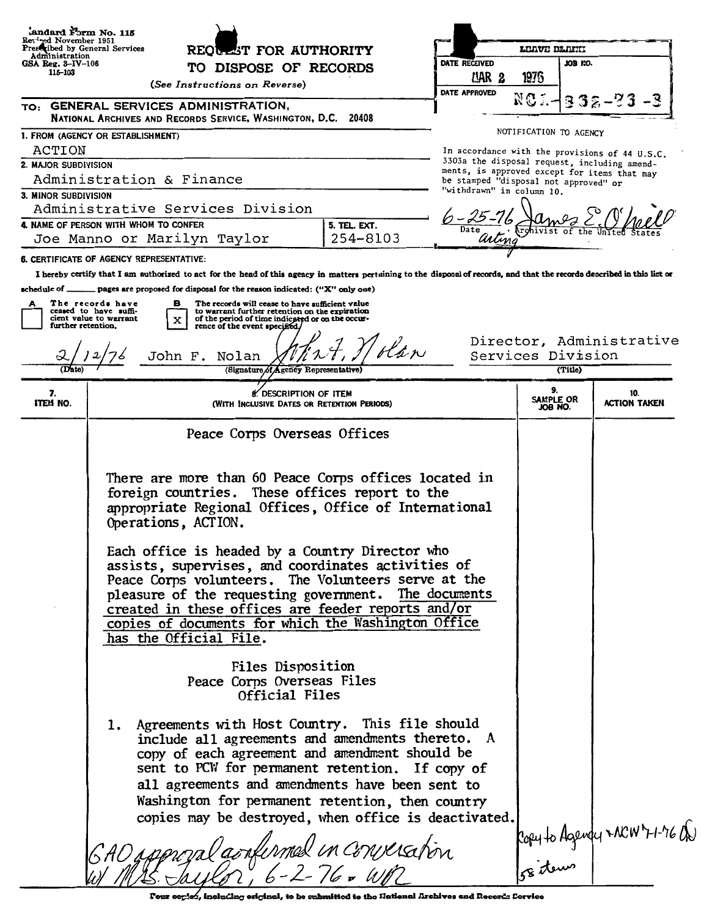Standard Form No. 115
Revised November 1951
Prescribed by General Services Administration
GSA Reg. 3-IV-106
115-103

# REQUEST FOR AUTHORITY TO DISPOSE OF RECORDS

(See Instructions on Reverse)

TO: **GENERAL SERVICES ADMINISTRATION,**
**NATIONAL ARCHIVES AND RECORDS SERVICE, WASHINGTON, D.C. 20408**

| LEAVE BLANK | |
|---|---|
| DATE RECEIVED: MAR 2 1976 | JOB NO. |
| DATE APPROVED | NC1-362-76-3 |

NOTIFICATION TO AGENCY

In accordance with the provisions of 44 U.S.C. 3303a the disposal request, including amendments, is approved except for items that may be stamped "disposal not approved" or "withdrawn" in column 10.

6-25-76 — James E. O'Neill, acting
Date — Archivist of the United States

**1. FROM (AGENCY OR ESTABLISHMENT)**
ACTION

**2. MAJOR SUBDIVISION**
Administration & Finance

**3. MINOR SUBDIVISION**
Administrative Services Division

**4. NAME OF PERSON WITH WHOM TO CONFER**
Joe Manno or Marilyn Taylor

**5. TEL. EXT.**
254-8103

**6. CERTIFICATE OF AGENCY REPRESENTATIVE:**

I hereby certify that I am authorized to act for the head of this agency in matters pertaining to the disposal of records, and that the records described in this list or schedule of ______ pages are proposed for disposal for the reason indicated: ("X" only one)

A [ ] The records have ceased to have sufficient value to warrant further retention.

B [X] The records will cease to have sufficient value to warrant further retention on the expiration of the period of time indicated or on the occurrence of the event specified.

2/12/76 — John F. Nolan — *John F. Nolan* — Director, Administrative Services Division
(Date) — (Signature of Agency Representative) — (Title)

| 7. ITEM NO. | 8. DESCRIPTION OF ITEM (WITH INCLUSIVE DATES OR RETENTION PERIODS) | 9. SAMPLE OR JOB NO. | 10. ACTION TAKEN |
|---|---|---|---|
| | Peace Corps Overseas Offices | | |

There are more than 60 Peace Corps offices located in foreign countries. These offices report to the appropriate Regional Offices, Office of International Operations, ACTION.

Each office is headed by a Country Director who assists, supervises, and coordinates activities of Peace Corps volunteers. The Volunteers serve at the pleasure of the requesting government. The documents created in these offices are feeder reports and/or copies of documents for which the Washington Office has the Official File.

Files Disposition
Peace Corps Overseas Files
Official Files

1. Agreements with Host Country. This file should include all agreements and amendments thereto. A copy of each agreement and amendment should be sent to PCW for permanent retention. If copy of all agreements and amendments have been sent to Washington for permanent retention, then country copies may be destroyed, when office is deactivated.

*GAO approval confirmed in conversation w/ Ms. Taylor, 6-2-76. WR*

*Copy to Agency + NCW 7-1-76*
*58 items*

Four copies, including original, to be submitted to the National Archives and Records Service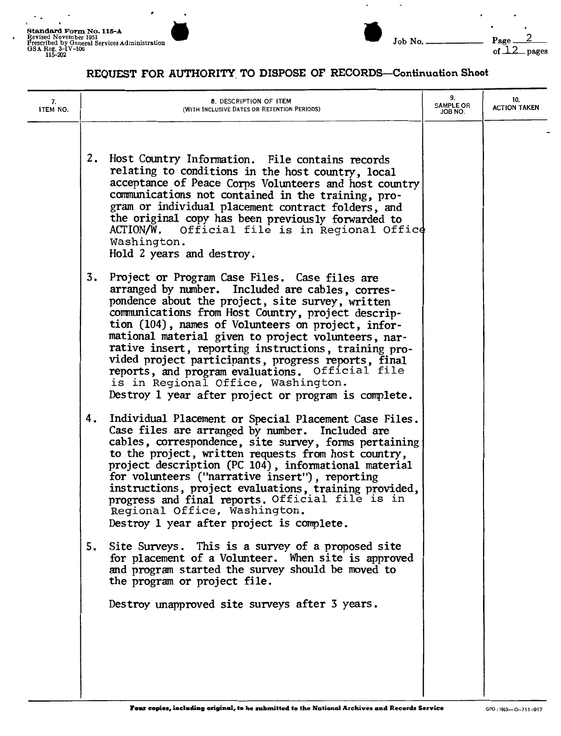Standard Form No. 115-A
Revised November 1951
Prescribed by General Services Administration
GSA Reg. 3-IV-106
115-202

Job No. ______ Page 2 of 12 pages

## REQUEST FOR AUTHORITY TO DISPOSE OF RECORDS—Continuation Sheet

| 7. ITEM NO. | 8. DESCRIPTION OF ITEM (WITH INCLUSIVE DATES OR RETENTION PERIODS) | 9. SAMPLE OR JOB NO. | 10. ACTION TAKEN |
|---|---|---|---|
| | 2. Host Country Information. File contains records relating to conditions in the host country, local acceptance of Peace Corps Volunteers and host country communications not contained in the training, program or individual placement contract folders, and the original copy has been previously forwarded to ACTION/W. Official file is in Regional Office Washington. Hold 2 years and destroy. | | |
| | 3. Project or Program Case Files. Case files are arranged by number. Included are cables, correspondence about the project, site survey, written communications from Host Country, project description (104), names of Volunteers on project, informational material given to project volunteers, narrative insert, reporting instructions, training provided project participants, progress reports, final reports, and program evaluations. Official file is in Regional Office, Washington. Destroy 1 year after project or program is complete. | | |
| | 4. Individual Placement or Special Placement Case Files. Case files are arranged by number. Included are cables, correspondence, site survey, forms pertaining to the project, written requests from host country, project description (PC 104), informational material for volunteers ("narrative insert"), reporting instructions, project evaluations, training provided, progress and final reports. Official file is in Regional Office, Washington. Destroy 1 year after project is complete. | | |
| | 5. Site Surveys. This is a survey of a proposed site for placement of a Volunteer. When site is approved and program started the survey should be moved to the program or project file. Destroy unapproved site surveys after 3 years. | | |

**Four copies, including original, to be submitted to the National Archives and Records Service**

GPO : 1963—O-711-917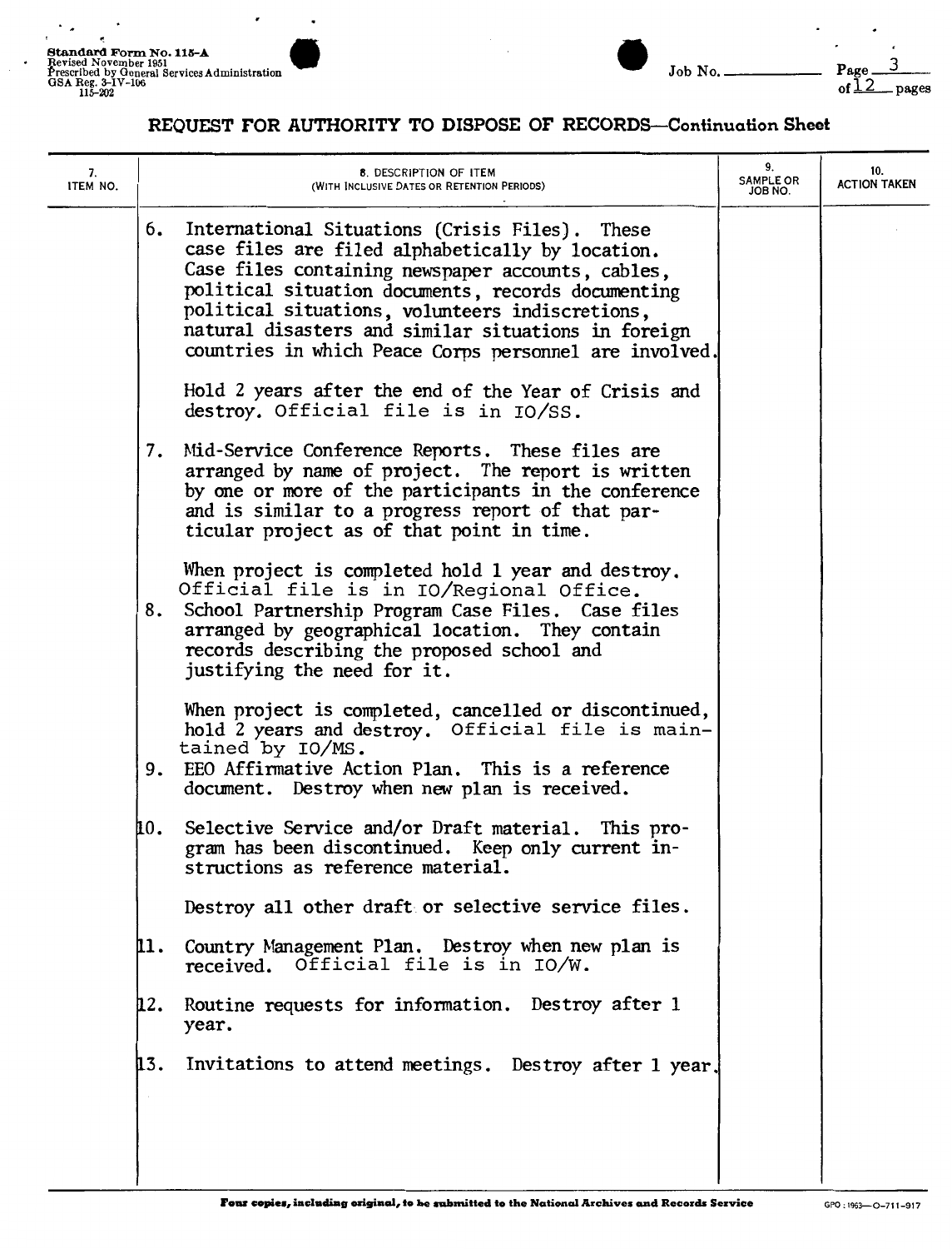Standard Form No. 115-A
Revised November 1951
Prescribed by General Services Administration
GSA Reg. 3-IV-106
115-202

Job No. ________ Page 3 of 12 pages

## REQUEST FOR AUTHORITY TO DISPOSE OF RECORDS—Continuation Sheet

| 7. ITEM NO. | 8. DESCRIPTION OF ITEM (WITH INCLUSIVE DATES OR RETENTION PERIODS) | 9. SAMPLE OR JOB NO. | 10. ACTION TAKEN |
|---|---|---|---|
| | 6. International Situations (Crisis Files). These case files are filed alphabetically by location. Case files containing newspaper accounts, cables, political situation documents, records documenting political situations, volunteers indiscretions, natural disasters and similar situations in foreign countries in which Peace Corps personnel are involved.<br><br>Hold 2 years after the end of the Year of Crisis and destroy. Official file is in IO/SS. | | |
| | 7. Mid-Service Conference Reports. These files are arranged by name of project. The report is written by one or more of the participants in the conference and is similar to a progress report of that particular project as of that point in time.<br><br>When project is completed hold 1 year and destroy. Official file is in IO/Regional Office. | | |
| | 8. School Partnership Program Case Files. Case files arranged by geographical location. They contain records describing the proposed school and justifying the need for it.<br><br>When project is completed, cancelled or discontinued, hold 2 years and destroy. Official file is maintained by IO/MS. | | |
| | 9. EEO Affirmative Action Plan. This is a reference document. Destroy when new plan is received. | | |
| | 10. Selective Service and/or Draft material. This program has been discontinued. Keep only current instructions as reference material.<br><br>Destroy all other draft or selective service files. | | |
| | 11. Country Management Plan. Destroy when new plan is received. Official file is in IO/W. | | |
| | 12. Routine requests for information. Destroy after 1 year. | | |
| | 13. Invitations to attend meetings. Destroy after 1 year. | | |

Four copies, including original, to be submitted to the National Archives and Records Service

GPO : 1963—O-711-917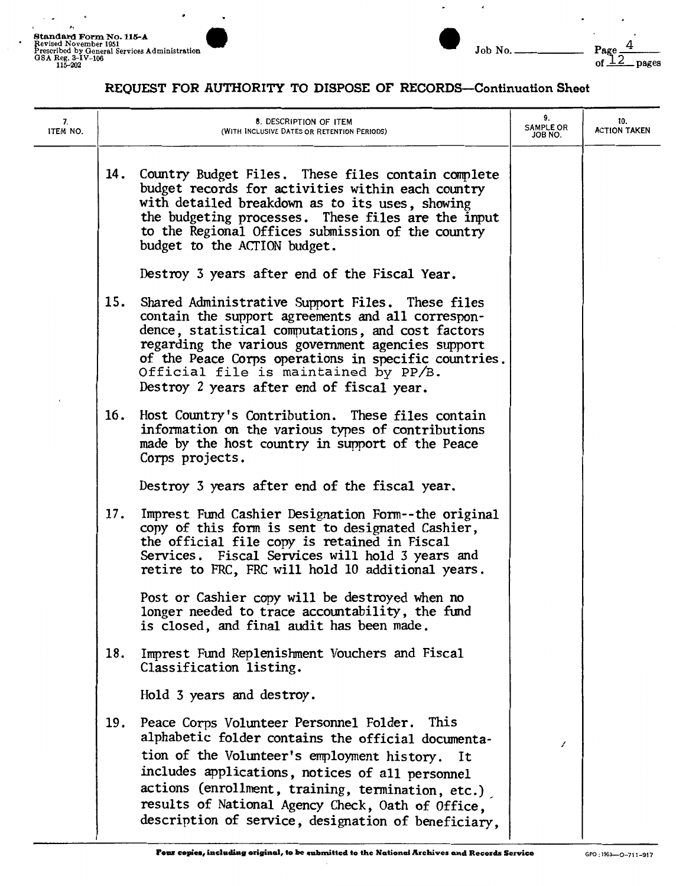Standard Form No. 115-A
Revised November 1951
Prescribed by General Services Administration
GSA Reg. 3-IV-106
115-202

Job No. ______ Page 4 of 12 pages

## REQUEST FOR AUTHORITY TO DISPOSE OF RECORDS—Continuation Sheet

| 7. ITEM NO. | 8. DESCRIPTION OF ITEM (WITH INCLUSIVE DATES OR RETENTION PERIODS) | 9. SAMPLE OR JOB NO. | 10. ACTION TAKEN |
|---|---|---|---|
| | 14. Country Budget Files. These files contain complete budget records for activities within each country with detailed breakdown as to its uses, showing the budgeting processes. These files are the input to the Regional Offices submission of the country budget to the ACTION budget.<br><br>Destroy 3 years after end of the Fiscal Year. | | |
| | 15. Shared Administrative Support Files. These files contain the support agreements and all correspondence, statistical computations, and cost factors regarding the various government agencies support of the Peace Corps operations in specific countries. Official file is maintained by PP/B.<br>Destroy 2 years after end of fiscal year. | | |
| | 16. Host Country's Contribution. These files contain information on the various types of contributions made by the host country in support of the Peace Corps projects.<br><br>Destroy 3 years after end of the fiscal year. | | |
| | 17. Imprest Fund Cashier Designation Form--the original copy of this form is sent to designated Cashier, the official file copy is retained in Fiscal Services. Fiscal Services will hold 3 years and retire to FRC, FRC will hold 10 additional years.<br><br>Post or Cashier copy will be destroyed when no longer needed to trace accountability, the fund is closed, and final audit has been made. | | |
| | 18. Imprest Fund Replenishment Vouchers and Fiscal Classification listing.<br><br>Hold 3 years and destroy. | | |
| | 19. Peace Corps Volunteer Personnel Folder. This alphabetic folder contains the official documentation of the Volunteer's employment history. It includes applications, notices of all personnel actions (enrollment, training, termination, etc.) results of National Agency Check, Oath of Office, description of service, designation of beneficiary, | / | |

Four copies, including original, to be submitted to the National Archives and Records Service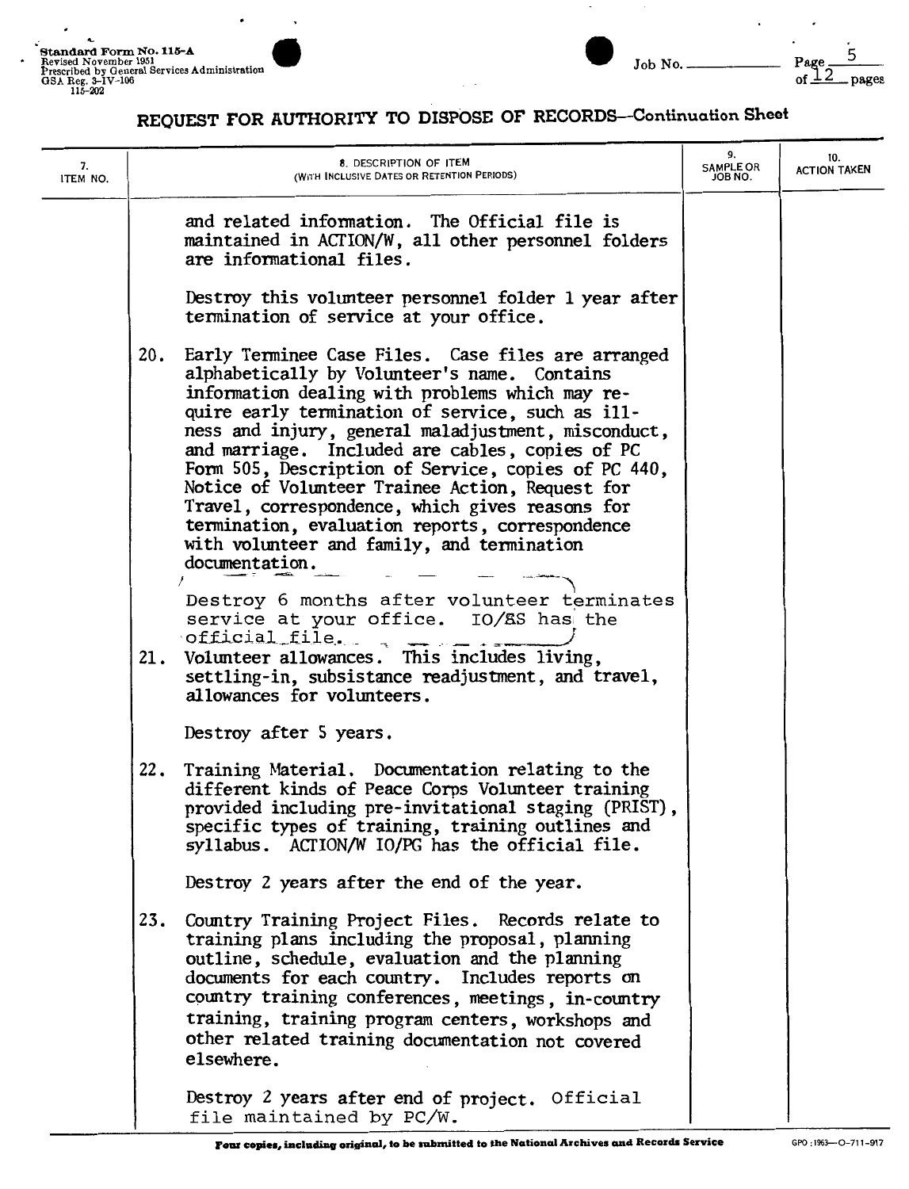## REQUEST FOR AUTHORITY TO DISPOSE OF RECORDS—Continuation Sheet

| 7. ITEM NO. | 8. DESCRIPTION OF ITEM (WITH INCLUSIVE DATES OR RETENTION PERIODS) | 9. SAMPLE OR JOB NO. | 10. ACTION TAKEN |
|---|---|---|---|
| | and related information. The Official file is maintained in ACTION/W, all other personnel folders are informational files. | | |
| | Destroy this volunteer personnel folder 1 year after termination of service at your office. | | |
| 20. | Early Terminee Case Files. Case files are arranged alphabetically by Volunteer's name. Contains information dealing with problems which may require early termination of service, such as illness and injury, general maladjustment, misconduct, and marriage. Included are cables, copies of PC Form 505, Description of Service, copies of PC 440, Notice of Volunteer Trainee Action, Request for Travel, correspondence, which gives reasons for termination, evaluation reports, correspondence with volunteer and family, and termination documentation. | | |
| | Destroy 6 months after volunteer terminates service at your office. IO/ES has the official file. | | |
| 21. | Volunteer allowances. This includes living, settling-in, subsistance readjustment, and travel, allowances for volunteers. | | |
| | Destroy after 5 years. | | |
| 22. | Training Material. Documentation relating to the different kinds of Peace Corps Volunteer training provided including pre-invitational staging (PRIST), specific types of training, training outlines and syllabus. ACTION/W IO/PG has the official file. | | |
| | Destroy 2 years after the end of the year. | | |
| 23. | Country Training Project Files. Records relate to training plans including the proposal, planning outline, schedule, evaluation and the planning documents for each country. Includes reports on country training conferences, meetings, in-country training, training program centers, workshops and other related training documentation not covered elsewhere. | | |
| | Destroy 2 years after end of project. Official file maintained by PC/W. | | |

**Four copies, including original, to be submitted to the National Archives and Records Service**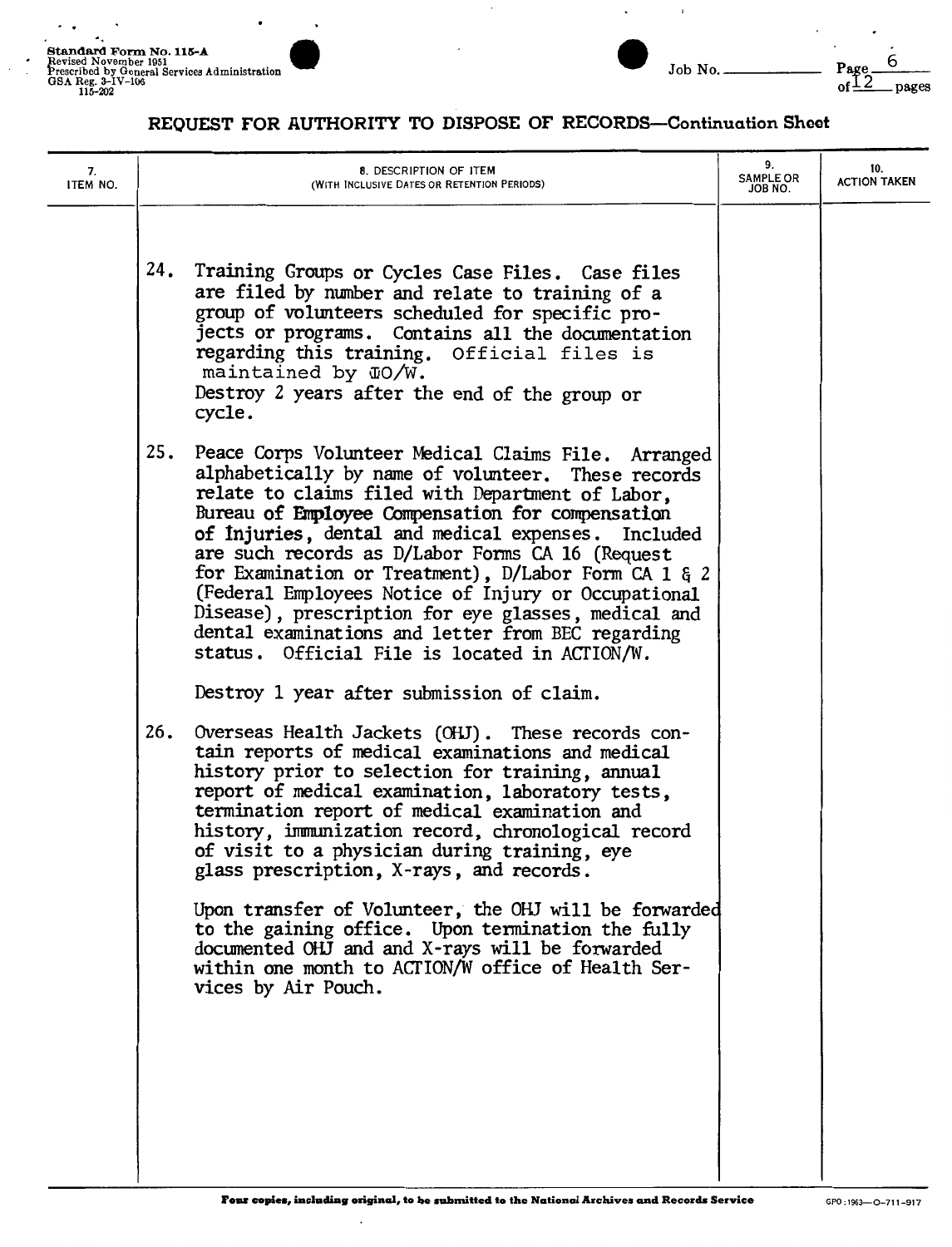Standard Form No. 115-A
Revised November 1951
Prescribed by General Services Administration
GSA Reg. 3-IV-106
115-202

Job No. ______

Page 6 of 12 pages

## REQUEST FOR AUTHORITY TO DISPOSE OF RECORDS—Continuation Sheet

| 7. ITEM NO. | 8. DESCRIPTION OF ITEM (WITH INCLUSIVE DATES OR RETENTION PERIODS) | 9. SAMPLE OR JOB NO. | 10. ACTION TAKEN |
|---|---|---|---|
| | | | |

24. Training Groups or Cycles Case Files. Case files are filed by number and relate to training of a group of volunteers scheduled for specific projects or programs. Contains all the documentation regarding this training. Official files is maintained by DO/W.
Destroy 2 years after the end of the group or cycle.

25. Peace Corps Volunteer Medical Claims File. Arranged alphabetically by name of volunteer. These records relate to claims filed with Department of Labor, Bureau of Employee Compensation for compensation of Injuries, dental and medical expenses. Included are such records as D/Labor Forms CA 16 (Request for Examination or Treatment), D/Labor Form CA 1 & 2 (Federal Employees Notice of Injury or Occupational Disease), prescription for eye glasses, medical and dental examinations and letter from BEC regarding status. Official File is located in ACTION/W.

Destroy 1 year after submission of claim.

26. Overseas Health Jackets (OHJ). These records contain reports of medical examinations and medical history prior to selection for training, annual report of medical examination, laboratory tests, termination report of medical examination and history, immunization record, chronological record of visit to a physician during training, eye glass prescription, X-rays, and records.

Upon transfer of Volunteer, the OHJ will be forwarded to the gaining office. Upon termination the fully documented OHJ and and X-rays will be forwarded within one month to ACTION/W office of Health Services by Air Pouch.

**Four copies, including original, to be submitted to the National Archives and Records Service**

GPO : 1963—O-711-917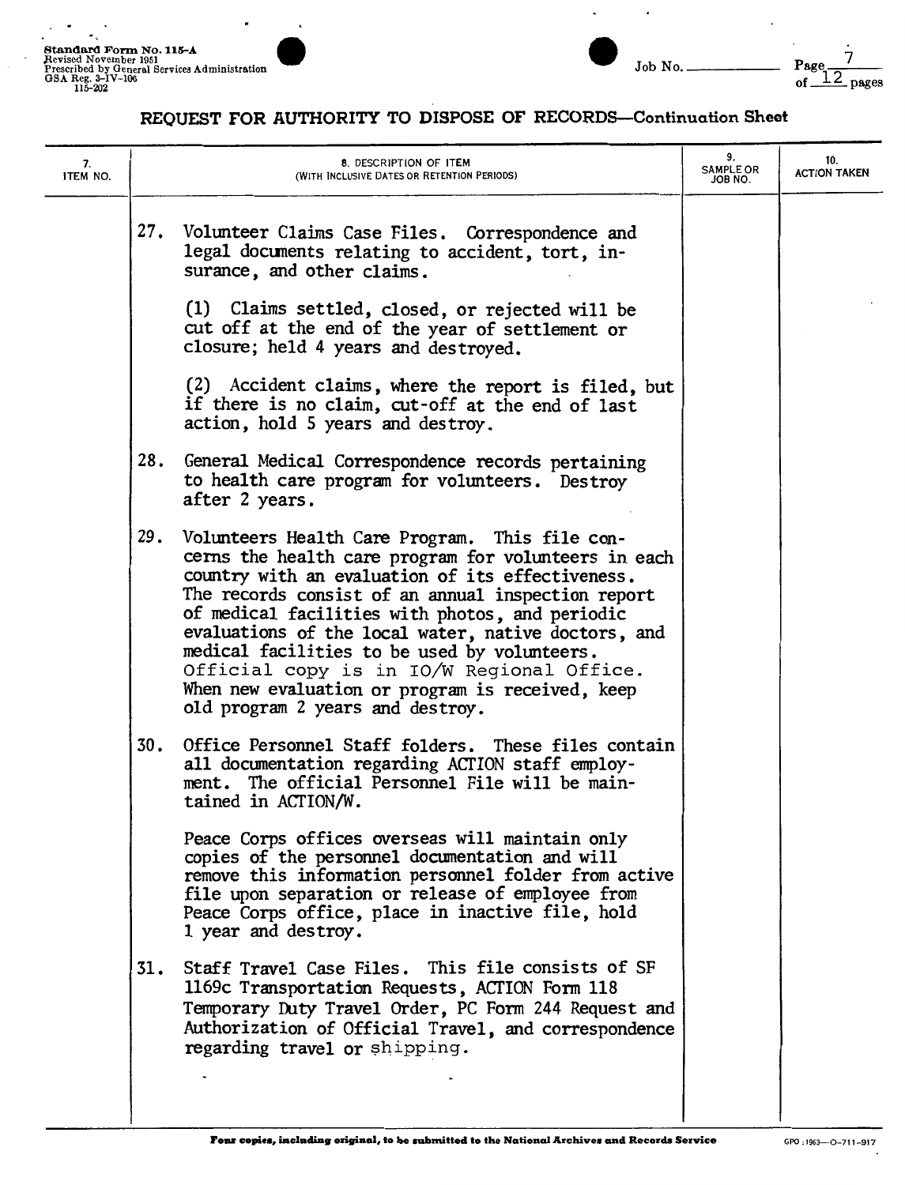Standard Form No. 115-A
Revised November 1951
Prescribed by General Services Administration
GSA Reg. 3-IV-106
115-202

Job No. ________

Page 7 of 12 pages

## REQUEST FOR AUTHORITY TO DISPOSE OF RECORDS—Continuation Sheet

| 7. ITEM NO. | 8. DESCRIPTION OF ITEM (WITH INCLUSIVE DATES OR RETENTION PERIODS) | 9. SAMPLE OR JOB NO. | 10. ACTION TAKEN |
|---|---|---|---|
| | 27. Volunteer Claims Case Files. Correspondence and legal documents relating to accident, tort, insurance, and other claims.<br><br>(1) Claims settled, closed, or rejected will be cut off at the end of the year of settlement or closure; held 4 years and destroyed.<br><br>(2) Accident claims, where the report is filed, but if there is no claim, cut-off at the end of last action, hold 5 years and destroy. | | |
| | 28. General Medical Correspondence records pertaining to health care program for volunteers. Destroy after 2 years. | | |
| | 29. Volunteers Health Care Program. This file concerns the health care program for volunteers in each country with an evaluation of its effectiveness. The records consist of an annual inspection report of medical facilities with photos, and periodic evaluations of the local water, native doctors, and medical facilities to be used by volunteers. Official copy is in IO/W Regional Office. When new evaluation or program is received, keep old program 2 years and destroy. | | |
| | 30. Office Personnel Staff folders. These files contain all documentation regarding ACTION staff employment. The official Personnel File will be maintained in ACTION/W.<br><br>Peace Corps offices overseas will maintain only copies of the personnel documentation and will remove this information personnel folder from active file upon separation or release of employee from Peace Corps office, place in inactive file, hold 1 year and destroy. | | |
| | 31. Staff Travel Case Files. This file consists of SF 1169c Transportation Requests, ACTION Form 118 Temporary Duty Travel Order, PC Form 244 Request and Authorization of Official Travel, and correspondence regarding travel or shipping. | | |

Four copies, including original, to be submitted to the National Archives and Records Service

GPO : 1963—O-711-917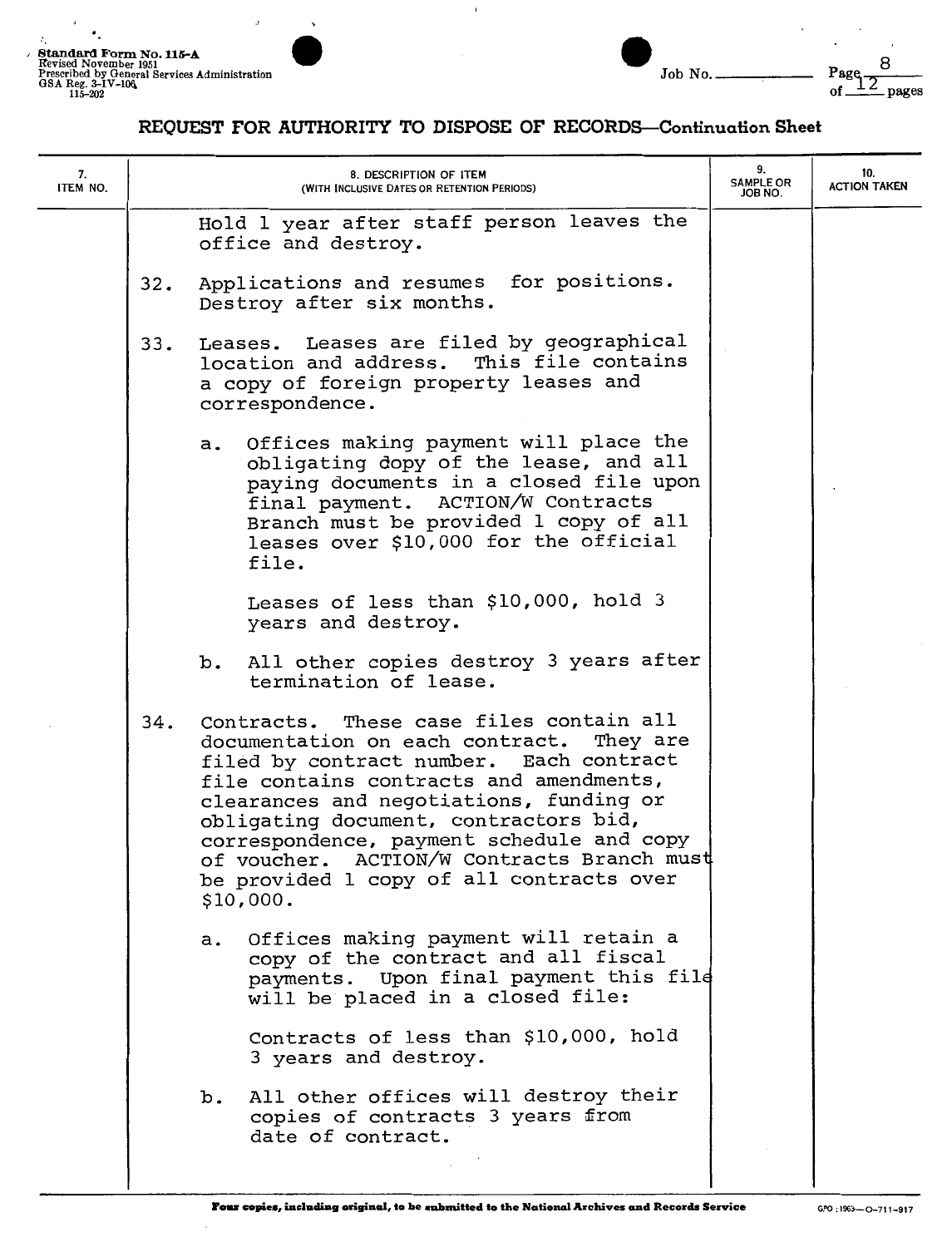Standard Form No. 115-A
Revised November 1951
Prescribed by General Services Administration
GSA Reg. 3-IV-106
115-202

Job No. ______ Page 8 of 12 pages

## REQUEST FOR AUTHORITY TO DISPOSE OF RECORDS—Continuation Sheet

| 7. ITEM NO. | 8. DESCRIPTION OF ITEM (WITH INCLUSIVE DATES OR RETENTION PERIODS) | 9. SAMPLE OR JOB NO. | 10. ACTION TAKEN |
|---|---|---|---|
| | Hold 1 year after staff person leaves the office and destroy. | | |
| | 32. Applications and resumes for positions. Destroy after six months. | | |
| | 33. Leases. Leases are filed by geographical location and address. This file contains a copy of foreign property leases and correspondence. | | |
| | a. Offices making payment will place the obligating dopy of the lease, and all paying documents in a closed file upon final payment. ACTION/W Contracts Branch must be provided 1 copy of all leases over $10,000 for the official file. | | |
| | Leases of less than $10,000, hold 3 years and destroy. | | |
| | b. All other copies destroy 3 years after termination of lease. | | |
| | 34. Contracts. These case files contain all documentation on each contract. They are filed by contract number. Each contract file contains contracts and amendments, clearances and negotiations, funding or obligating document, contractors bid, correspondence, payment schedule and copy of voucher. ACTION/W Contracts Branch must be provided 1 copy of all contracts over $10,000. | | |
| | a. Offices making payment will retain a copy of the contract and all fiscal payments. Upon final payment this file will be placed in a closed file: | | |
| | Contracts of less than $10,000, hold 3 years and destroy. | | |
| | b. All other offices will destroy their copies of contracts 3 years from date of contract. | | |

Four copies, including original, to be submitted to the National Archives and Records Service

GPO : 1963—O-711-917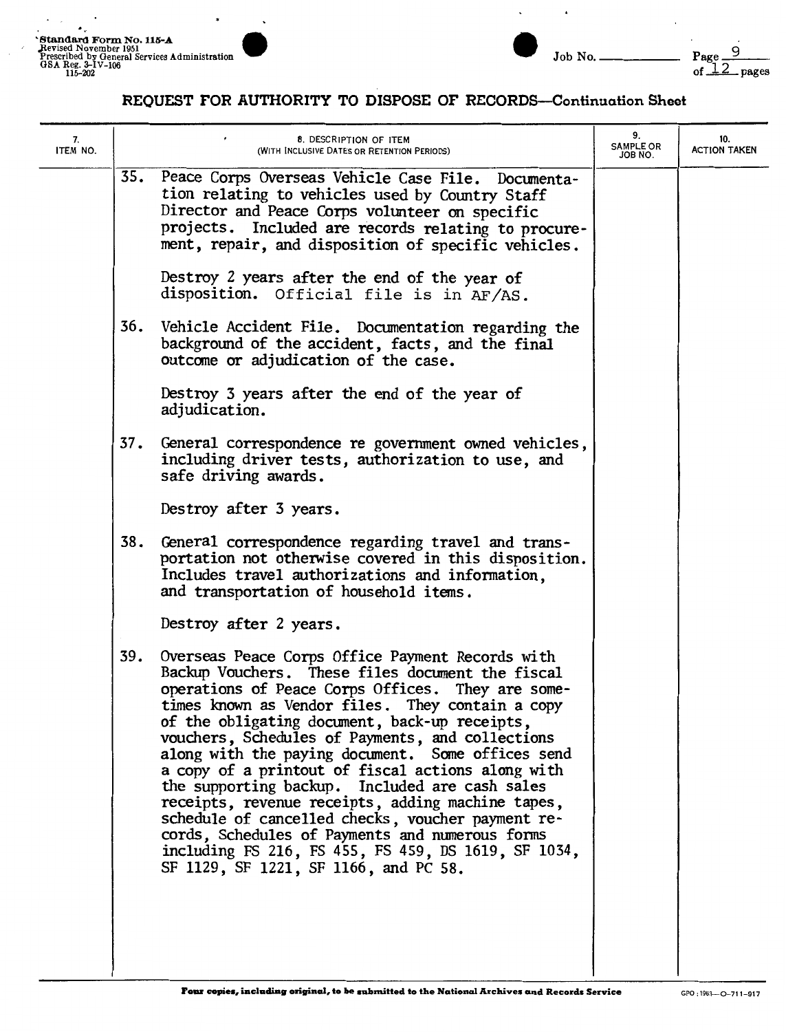Standard Form No. 115-A
Revised November 1951
Prescribed by General Services Administration
GSA Reg. 3-IV-106
115-202

Job No. ______ Page 9 of 12 pages

## REQUEST FOR AUTHORITY TO DISPOSE OF RECORDS—Continuation Sheet

| 7. ITEM NO. | 8. DESCRIPTION OF ITEM (WITH INCLUSIVE DATES OR RETENTION PERIODS) | 9. SAMPLE OR JOB NO. | 10. ACTION TAKEN |
|---|---|---|---|
| | 35. Peace Corps Overseas Vehicle Case File. Documentation relating to vehicles used by Country Staff Director and Peace Corps volunteer on specific projects. Included are records relating to procurement, repair, and disposition of specific vehicles.<br><br>Destroy 2 years after the end of the year of disposition. Official file is in AF/AS. | | |
| | 36. Vehicle Accident File. Documentation regarding the background of the accident, facts, and the final outcome or adjudication of the case.<br><br>Destroy 3 years after the end of the year of adjudication. | | |
| | 37. General correspondence re government owned vehicles, including driver tests, authorization to use, and safe driving awards.<br><br>Destroy after 3 years. | | |
| | 38. General correspondence regarding travel and transportation not otherwise covered in this disposition. Includes travel authorizations and information, and transportation of household items.<br><br>Destroy after 2 years. | | |
| | 39. Overseas Peace Corps Office Payment Records with Backup Vouchers. These files document the fiscal operations of Peace Corps Offices. They are sometimes known as Vendor files. They contain a copy of the obligating document, back-up receipts, vouchers, Schedules of Payments, and collections along with the paying document. Some offices send a copy of a printout of fiscal actions along with the supporting backup. Included are cash sales receipts, revenue receipts, adding machine tapes, schedule of cancelled checks, voucher payment records, Schedules of Payments and numerous forms including FS 216, FS 455, FS 459, DS 1619, SF 1034, SF 1129, SF 1221, SF 1166, and PC 58. | | |

**Four copies, including original, to be submitted to the National Archives and Records Service**

GPO : 1963—O-711-917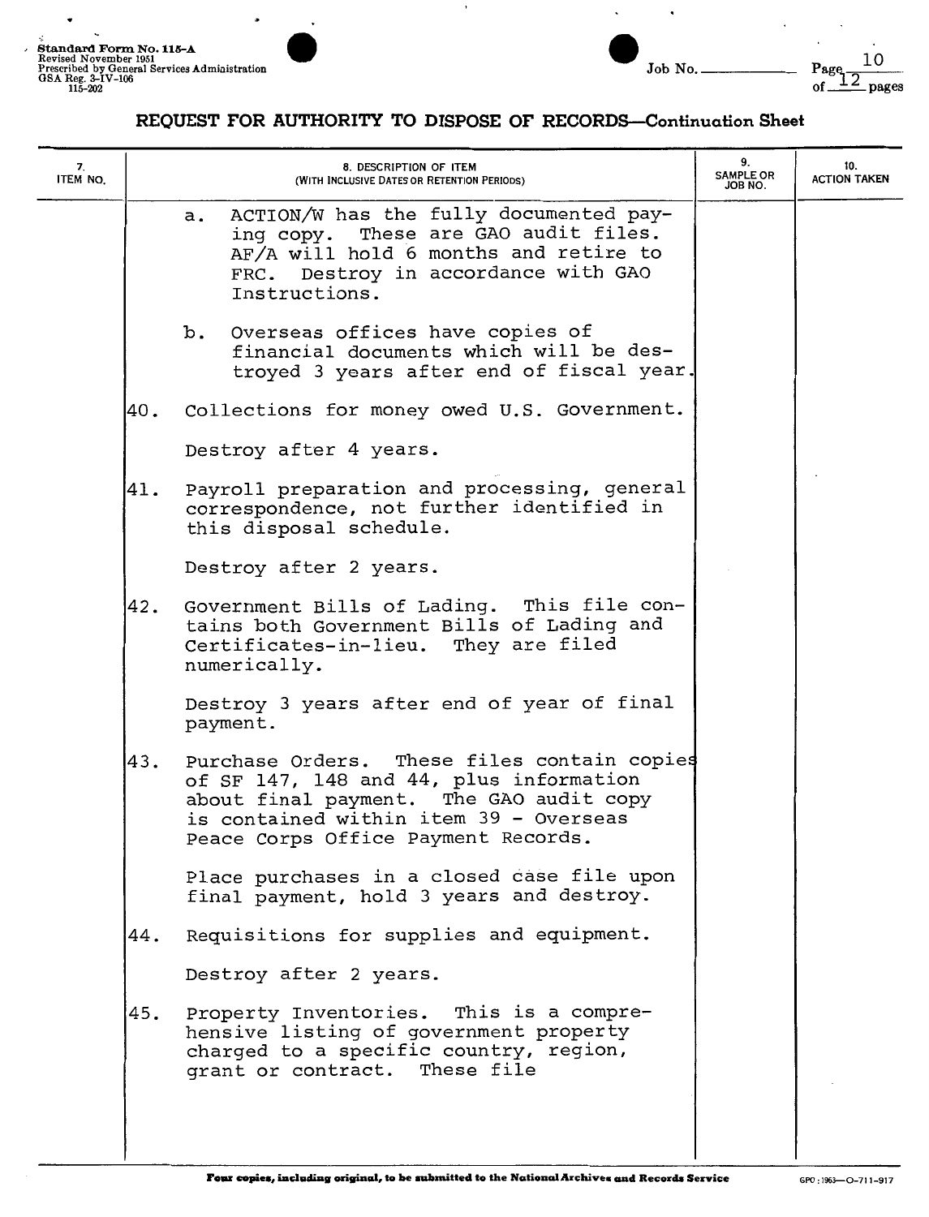Standard Form No. 115-A
Revised November 1951
Prescribed by General Services Administration
GSA Reg. 3-IV-106
115-202

Job No. ______

# REQUEST FOR AUTHORITY TO DISPOSE OF RECORDS—Continuation Sheet

| 7. ITEM NO. | 8. DESCRIPTION OF ITEM (WITH INCLUSIVE DATES OR RETENTION PERIODS) | 9. SAMPLE OR JOB NO. | 10. ACTION TAKEN |
|---|---|---|---|
| | a. ACTION/W has the fully documented paying copy. These are GAO audit files. AF/A will hold 6 months and retire to FRC. Destroy in accordance with GAO Instructions. | | |
| | b. Overseas offices have copies of financial documents which will be destroyed 3 years after end of fiscal year. | | |
| 40. | Collections for money owed U.S. Government.<br><br>Destroy after 4 years. | | |
| 41. | Payroll preparation and processing, general correspondence, not further identified in this disposal schedule.<br><br>Destroy after 2 years. | | |
| 42. | Government Bills of Lading. This file contains both Government Bills of Lading and Certificates-in-lieu. They are filed numerically.<br><br>Destroy 3 years after end of year of final payment. | | |
| 43. | Purchase Orders. These files contain copies of SF 147, 148 and 44, plus information about final payment. The GAO audit copy is contained within item 39 - Overseas Peace Corps Office Payment Records.<br><br>Place purchases in a closed case file upon final payment, hold 3 years and destroy. | | |
| 44. | Requisitions for supplies and equipment.<br><br>Destroy after 2 years. | | |
| 45. | Property Inventories. This is a comprehensive listing of government property charged to a specific country, region, grant or contract. These file | | |

**Four copies, including original, to be submitted to the National Archives and Records Service**

GPO : 1963—O-711-917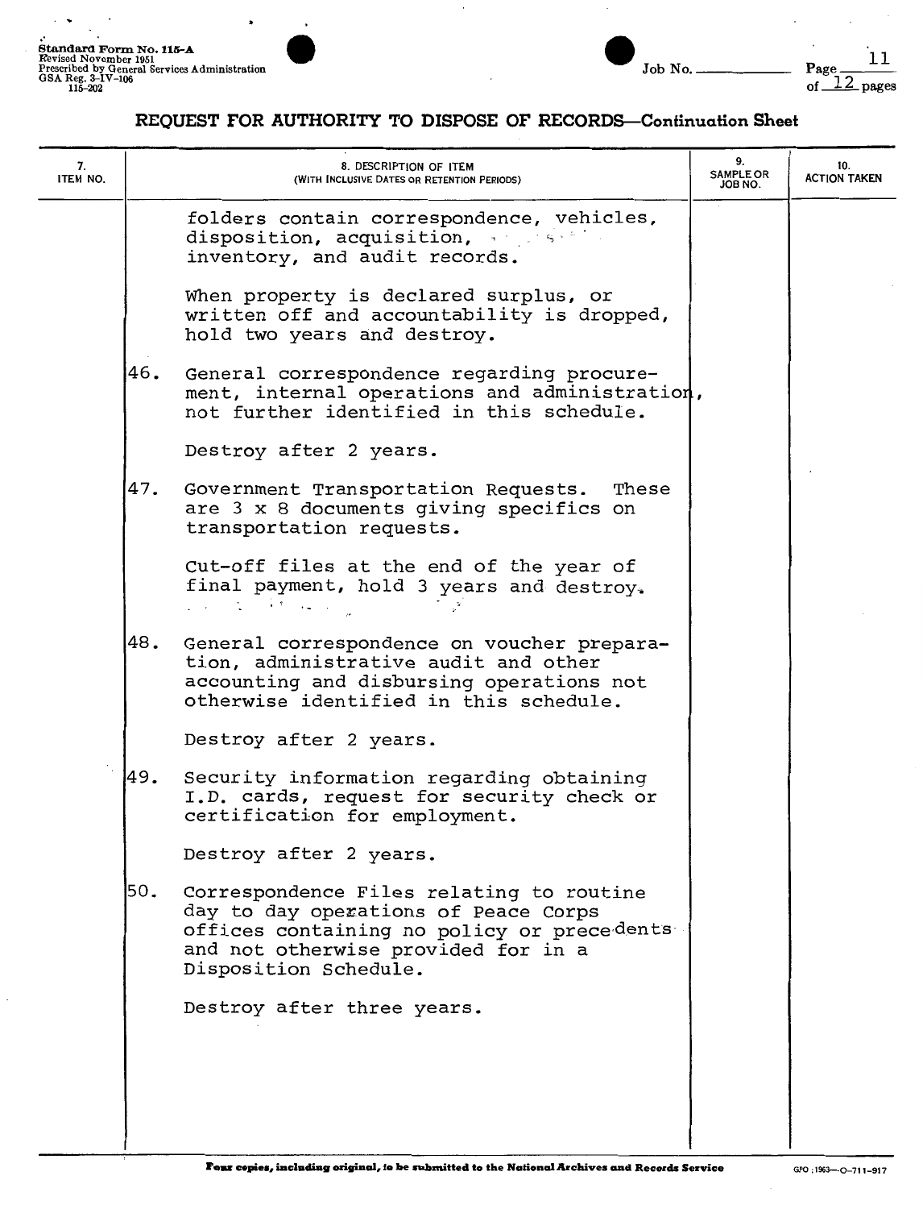## REQUEST FOR AUTHORITY TO DISPOSE OF RECORDS—Continuation Sheet

| 7. ITEM NO. | 8. DESCRIPTION OF ITEM (WITH INCLUSIVE DATES OR RETENTION PERIODS) | 9. SAMPLE OR JOB NO. | 10. ACTION TAKEN |
|---|---|---|---|
| | folders contain correspondence, vehicles, disposition, acquisition, inventory, and audit records. | | |
| | When property is declared surplus, or written off and accountability is dropped, hold two years and destroy. | | |
| 46. | General correspondence regarding procurement, internal operations and administration, not further identified in this schedule. | | |
| | Destroy after 2 years. | | |
| 47. | Government Transportation Requests. These are 3 x 8 documents giving specifics on transportation requests. | | |
| | Cut-off files at the end of the year of final payment, hold 3 years and destroy. | | |
| 48. | General correspondence on voucher preparation, administrative audit and other accounting and disbursing operations not otherwise identified in this schedule. | | |
| | Destroy after 2 years. | | |
| 49. | Security information regarding obtaining I.D. cards, request for security check or certification for employment. | | |
| | Destroy after 2 years. | | |
| 50. | Correspondence Files relating to routine day to day operations of Peace Corps offices containing no policy or precedents and not otherwise provided for in a Disposition Schedule. | | |
| | Destroy after three years. | | |

Four copies, including original, to be submitted to the National Archives and Records Service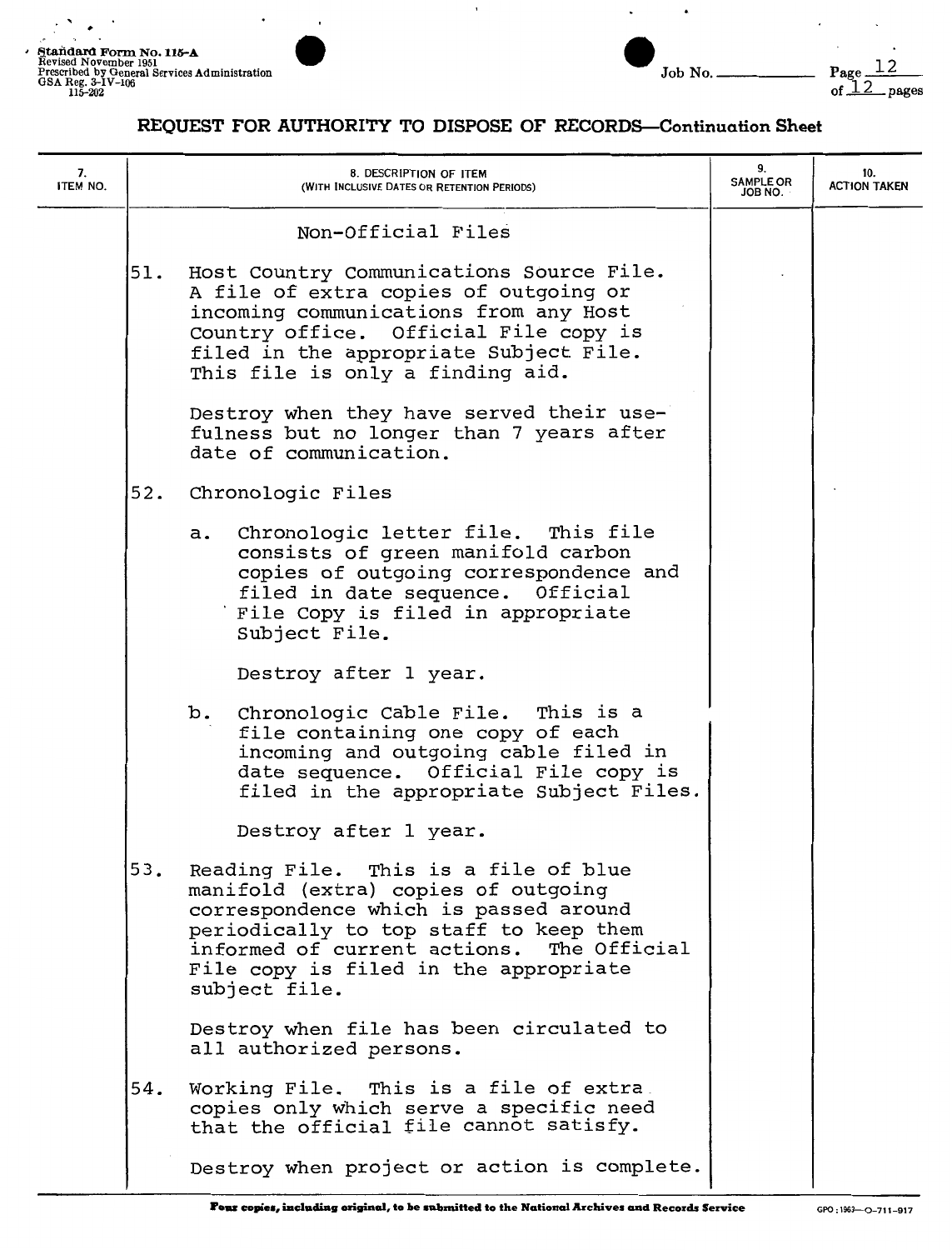Standard Form No. 115-A
Revised November 1951
Prescribed by General Services Administration
GSA Reg. 3-IV-106
115-202

Job No. ______

## REQUEST FOR AUTHORITY TO DISPOSE OF RECORDS—Continuation Sheet

| 7. ITEM NO. | 8. DESCRIPTION OF ITEM (WITH INCLUSIVE DATES OR RETENTION PERIODS) | 9. SAMPLE OR JOB NO. | 10. ACTION TAKEN |
|---|---|---|---|
| | Non-Official Files | | |
| | 51. Host Country Communications Source File. A file of extra copies of outgoing or incoming communications from any Host Country office. Official File copy is filed in the appropriate Subject File. This file is only a finding aid.<br><br>Destroy when they have served their usefulness but no longer than 7 years after date of communication. | | |
| | 52. Chronologic Files | | |
| | a. Chronologic letter file. This file consists of green manifold carbon copies of outgoing correspondence and filed in date sequence. Official File Copy is filed in appropriate Subject File.<br><br>Destroy after 1 year. | | |
| | b. Chronologic Cable File. This is a file containing one copy of each incoming and outgoing cable filed in date sequence. Official File copy is filed in the appropriate Subject Files.<br><br>Destroy after 1 year. | | |
| | 53. Reading File. This is a file of blue manifold (extra) copies of outgoing correspondence which is passed around periodically to top staff to keep them informed of current actions. The Official File copy is filed in the appropriate subject file.<br><br>Destroy when file has been circulated to all authorized persons. | | |
| | 54. Working File. This is a file of extra copies only which serve a specific need that the official file cannot satisfy.<br><br>Destroy when project or action is complete. | | |

**Four copies, including original, to be submitted to the National Archives and Records Service**

GPO : 1963—O-711-917